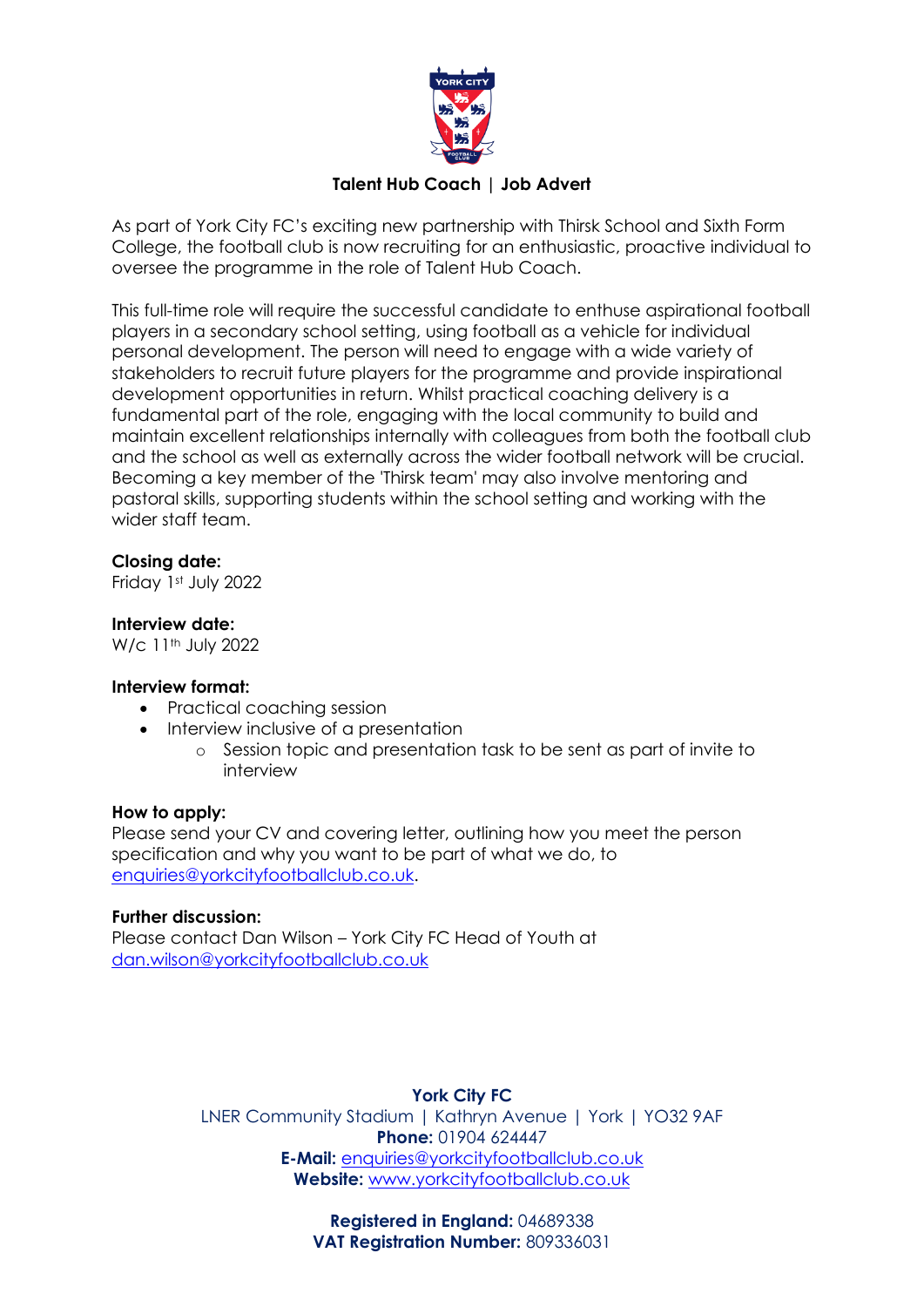# Talent Hub Coach | Job Advert

As part of York City FC's exciting new partnership with Thirsk School and Sixth Form College, the football club is now recruiting for an enthusiastic, proactive individual to oversee the programme in the role of Talent Hub Coach.

This full-time role will require the successful candidate to enthuse aspirational football players in a secondary school setting, using football as a vehicle for individual personal development. The person will need to engage with a wide variety of stakeholders to recruit future players for the programme and provide inspirational development opportunities in return. Whilst practical coaching delivery is a fundamental part of the role, engaging with the local community to build and maintain excellent relationships internally with colleagues from both the football club and the school as well as externally across the wider football network will be crucial. Becoming a key member of the 'Thirsk team' may also involve mentoring and pastoral skills, supporting students within the school setting and working with the wider staff team.

**Closing date:**
Friday 1st July 2022

**Interview date:**
W/c 11th July 2022

**Interview format:**

- Practical coaching session
- Interview inclusive of a presentation
  - Session topic and presentation task to be sent as part of invite to interview

**How to apply:**
Please send your CV and covering letter, outlining how you meet the person specification and why you want to be part of what we do, to enquiries@yorkcityfootballclub.co.uk.

**Further discussion:**
Please contact Dan Wilson – York City FC Head of Youth at dan.wilson@yorkcityfootballclub.co.uk

**York City FC**
LNER Community Stadium | Kathryn Avenue | York | YO32 9AF
**Phone:** 01904 624447
**E-Mail:** enquiries@yorkcityfootballclub.co.uk
**Website:** www.yorkcityfootballclub.co.uk

**Registered in England:** 04689338
**VAT Registration Number:** 809336031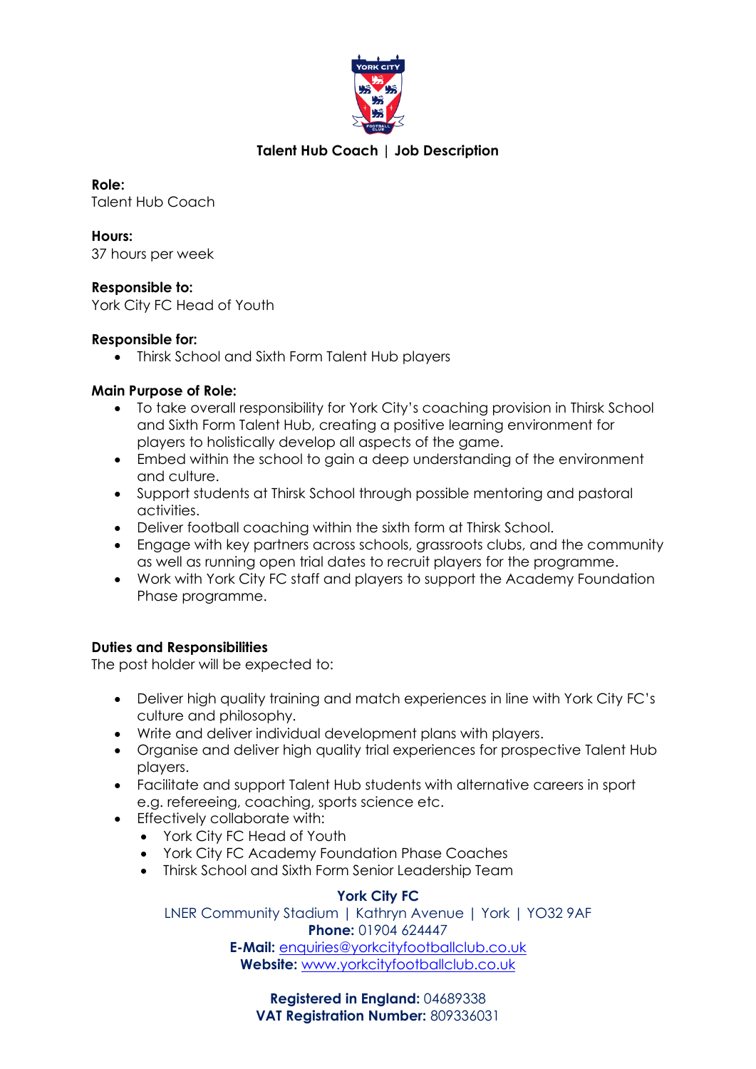**Talent Hub Coach | Job Description**

**Role:**
Talent Hub Coach

**Hours:**
37 hours per week

**Responsible to:**
York City FC Head of Youth

**Responsible for:**

- Thirsk School and Sixth Form Talent Hub players

**Main Purpose of Role:**

- To take overall responsibility for York City's coaching provision in Thirsk School and Sixth Form Talent Hub, creating a positive learning environment for players to holistically develop all aspects of the game.
- Embed within the school to gain a deep understanding of the environment and culture.
- Support students at Thirsk School through possible mentoring and pastoral activities.
- Deliver football coaching within the sixth form at Thirsk School.
- Engage with key partners across schools, grassroots clubs, and the community as well as running open trial dates to recruit players for the programme.
- Work with York City FC staff and players to support the Academy Foundation Phase programme.

**Duties and Responsibilities**

The post holder will be expected to:

- Deliver high quality training and match experiences in line with York City FC's culture and philosophy.
- Write and deliver individual development plans with players.
- Organise and deliver high quality trial experiences for prospective Talent Hub players.
- Facilitate and support Talent Hub students with alternative careers in sport e.g. refereeing, coaching, sports science etc.
- Effectively collaborate with:
  - York City FC Head of Youth
  - York City FC Academy Foundation Phase Coaches
  - Thirsk School and Sixth Form Senior Leadership Team

**York City FC**
LNER Community Stadium | Kathryn Avenue | York | YO32 9AF
**Phone:** 01904 624447
**E-Mail:** enquiries@yorkcityfootballclub.co.uk
**Website:** www.yorkcityfootballclub.co.uk

**Registered in England:** 04689338
**VAT Registration Number:** 809336031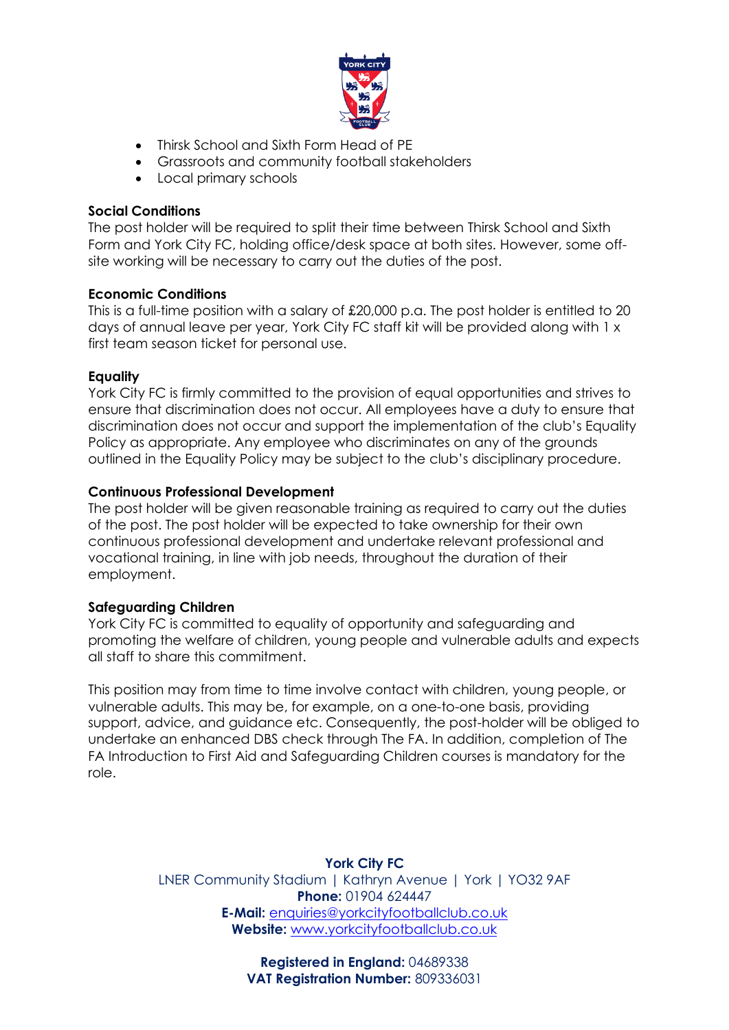- Thirsk School and Sixth Form Head of PE
- Grassroots and community football stakeholders
- Local primary schools

**Social Conditions**
The post holder will be required to split their time between Thirsk School and Sixth Form and York City FC, holding office/desk space at both sites. However, some off-site working will be necessary to carry out the duties of the post.

**Economic Conditions**
This is a full-time position with a salary of £20,000 p.a. The post holder is entitled to 20 days of annual leave per year, York City FC staff kit will be provided along with 1 x first team season ticket for personal use.

**Equality**
York City FC is firmly committed to the provision of equal opportunities and strives to ensure that discrimination does not occur. All employees have a duty to ensure that discrimination does not occur and support the implementation of the club's Equality Policy as appropriate. Any employee who discriminates on any of the grounds outlined in the Equality Policy may be subject to the club's disciplinary procedure.

**Continuous Professional Development**
The post holder will be given reasonable training as required to carry out the duties of the post. The post holder will be expected to take ownership for their own continuous professional development and undertake relevant professional and vocational training, in line with job needs, throughout the duration of their employment.

**Safeguarding Children**
York City FC is committed to equality of opportunity and safeguarding and promoting the welfare of children, young people and vulnerable adults and expects all staff to share this commitment.

This position may from time to time involve contact with children, young people, or vulnerable adults. This may be, for example, on a one-to-one basis, providing support, advice, and guidance etc. Consequently, the post-holder will be obliged to undertake an enhanced DBS check through The FA. In addition, completion of The FA Introduction to First Aid and Safeguarding Children courses is mandatory for the role.

**York City FC**
LNER Community Stadium | Kathryn Avenue | York | YO32 9AF
**Phone:** 01904 624447
**E-Mail:** enquiries@yorkcityfootballclub.co.uk
**Website:** www.yorkcityfootballclub.co.uk

**Registered in England:** 04689338
**VAT Registration Number:** 809336031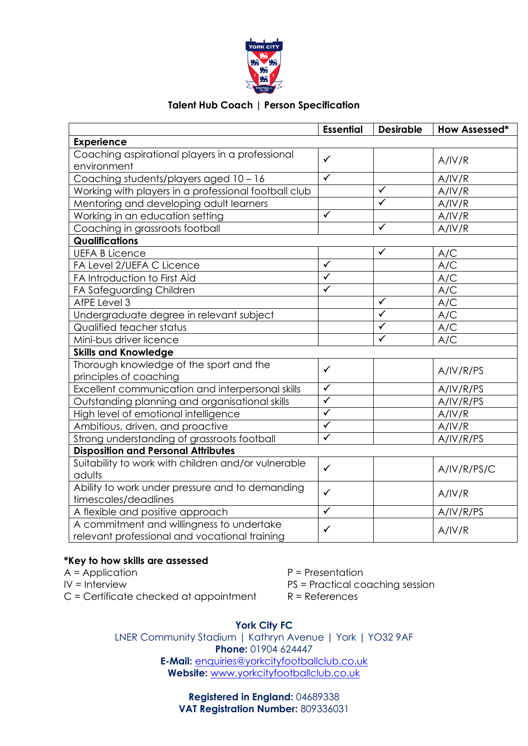## Talent Hub Coach | Person Specification

| | Essential | Desirable | How Assessed* |
|---|---|---|---|
| **Experience** | | | |
| Coaching aspirational players in a professional environment | ✓ | | A/IV/R |
| Coaching students/players aged 10 – 16 | ✓ | | A/IV/R |
| Working with players in a professional football club | | ✓ | A/IV/R |
| Mentoring and developing adult learners | | ✓ | A/IV/R |
| Working in an education setting | ✓ | | A/IV/R |
| Coaching in grassroots football | | ✓ | A/IV/R |
| **Qualifications** | | | |
| UEFA B Licence | | ✓ | A/C |
| FA Level 2/UEFA C Licence | ✓ | | A/C |
| FA Introduction to First Aid | ✓ | | A/C |
| FA Safeguarding Children | ✓ | | A/C |
| AfPE Level 3 | | ✓ | A/C |
| Undergraduate degree in relevant subject | | ✓ | A/C |
| Qualified teacher status | | ✓ | A/C |
| Mini-bus driver licence | | ✓ | A/C |
| **Skills and Knowledge** | | | |
| Thorough knowledge of the sport and the principles of coaching | ✓ | | A/IV/R/PS |
| Excellent communication and interpersonal skills | ✓ | | A/IV/R/PS |
| Outstanding planning and organisational skills | ✓ | | A/IV/R/PS |
| High level of emotional intelligence | ✓ | | A/IV/R |
| Ambitious, driven, and proactive | ✓ | | A/IV/R |
| Strong understanding of grassroots football | ✓ | | A/IV/R/PS |
| **Disposition and Personal Attributes** | | | |
| Suitability to work with children and/or vulnerable adults | ✓ | | A/IV/R/PS/C |
| Ability to work under pressure and to demanding timescales/deadlines | ✓ | | A/IV/R |
| A flexible and positive approach | ✓ | | A/IV/R/PS |
| A commitment and willingness to undertake relevant professional and vocational training | ✓ | | A/IV/R |

**\*Key to how skills are assessed**

A = Application
IV = Interview
C = Certificate checked at appointment
P = Presentation
PS = Practical coaching session
R = References

**York City FC**
LNER Community Stadium | Kathryn Avenue | York | YO32 9AF
**Phone:** 01904 624447
**E-Mail:** enquiries@yorkcityfootballclub.co.uk
**Website:** www.yorkcityfootballclub.co.uk

**Registered in England:** 04689338
**VAT Registration Number:** 809336031